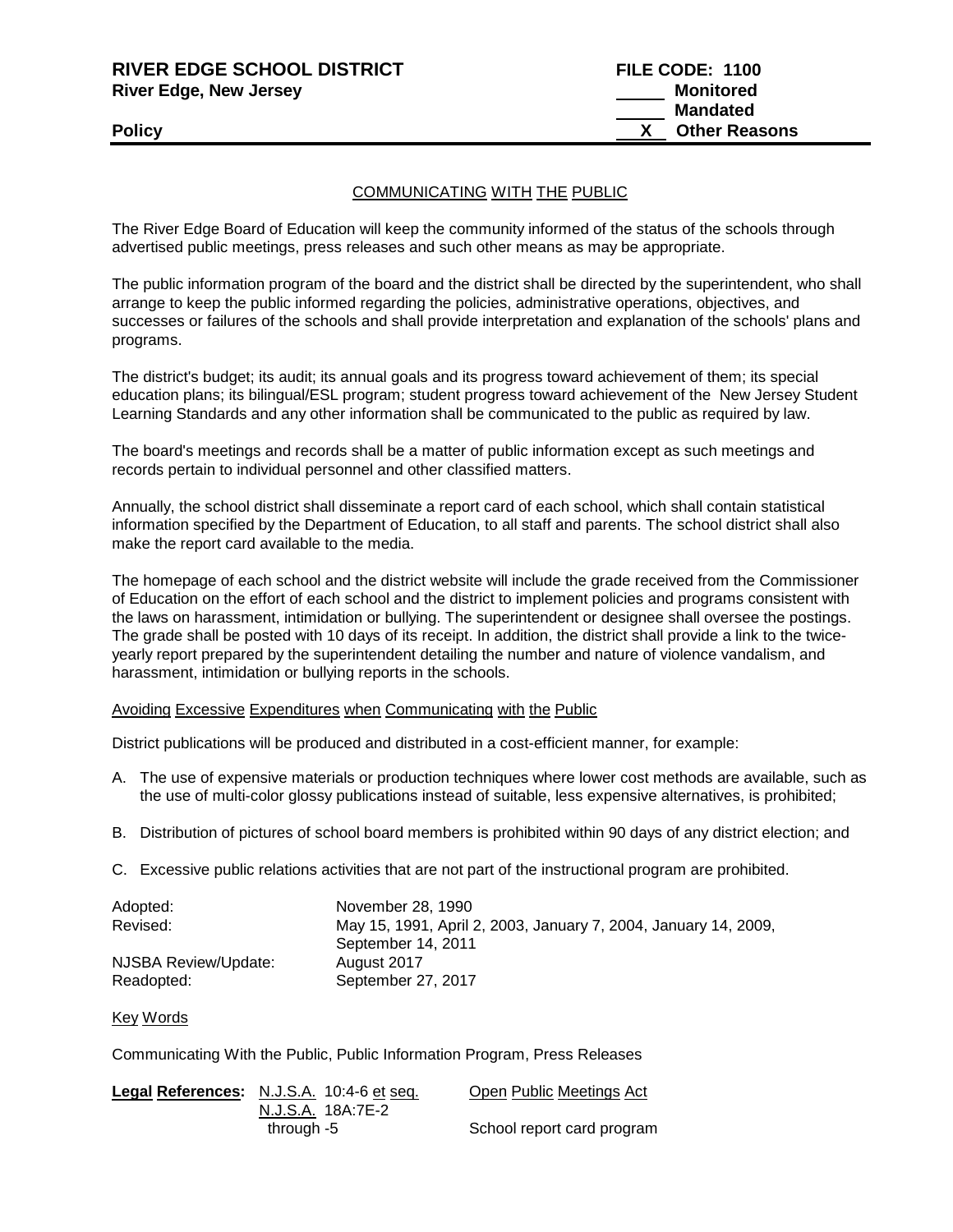**RIVER EDGE SCHOOL DISTRICT**
**River Edge, New Jersey**

**FILE CODE: 1100**
_____ **Monitored**
_____ **Mandated**
__X__ **Other Reasons**

**Policy**

## COMMUNICATING WITH THE PUBLIC

The River Edge Board of Education will keep the community informed of the status of the schools through advertised public meetings, press releases and such other means as may be appropriate.

The public information program of the board and the district shall be directed by the superintendent, who shall arrange to keep the public informed regarding the policies, administrative operations, objectives, and successes or failures of the schools and shall provide interpretation and explanation of the schools' plans and programs.

The district's budget; its audit; its annual goals and its progress toward achievement of them; its special education plans; its bilingual/ESL program; student progress toward achievement of the New Jersey Student Learning Standards and any other information shall be communicated to the public as required by law.

The board's meetings and records shall be a matter of public information except as such meetings and records pertain to individual personnel and other classified matters.

Annually, the school district shall disseminate a report card of each school, which shall contain statistical information specified by the Department of Education, to all staff and parents. The school district shall also make the report card available to the media.

The homepage of each school and the district website will include the grade received from the Commissioner of Education on the effort of each school and the district to implement policies and programs consistent with the laws on harassment, intimidation or bullying. The superintendent or designee shall oversee the postings. The grade shall be posted with 10 days of its receipt. In addition, the district shall provide a link to the twice-yearly report prepared by the superintendent detailing the number and nature of violence vandalism, and harassment, intimidation or bullying reports in the schools.

### Avoiding Excessive Expenditures when Communicating with the Public

District publications will be produced and distributed in a cost-efficient manner, for example:

A. The use of expensive materials or production techniques where lower cost methods are available, such as the use of multi-color glossy publications instead of suitable, less expensive alternatives, is prohibited;

B. Distribution of pictures of school board members is prohibited within 90 days of any district election; and

C. Excessive public relations activities that are not part of the instructional program are prohibited.

| | |
|---|---|
| Adopted: | November 28, 1990 |
| Revised: | May 15, 1991, April 2, 2003, January 7, 2004, January 14, 2009, September 14, 2011 |
| NJSBA Review/Update: | August 2017 |
| Readopted: | September 27, 2017 |

Key Words

Communicating With the Public, Public Information Program, Press Releases

| **Legal References:** | | |
|---|---|---|
| | N.J.S.A. 10:4-6 et seq. | Open Public Meetings Act |
| | N.J.S.A. 18A:7E-2 through -5 | School report card program |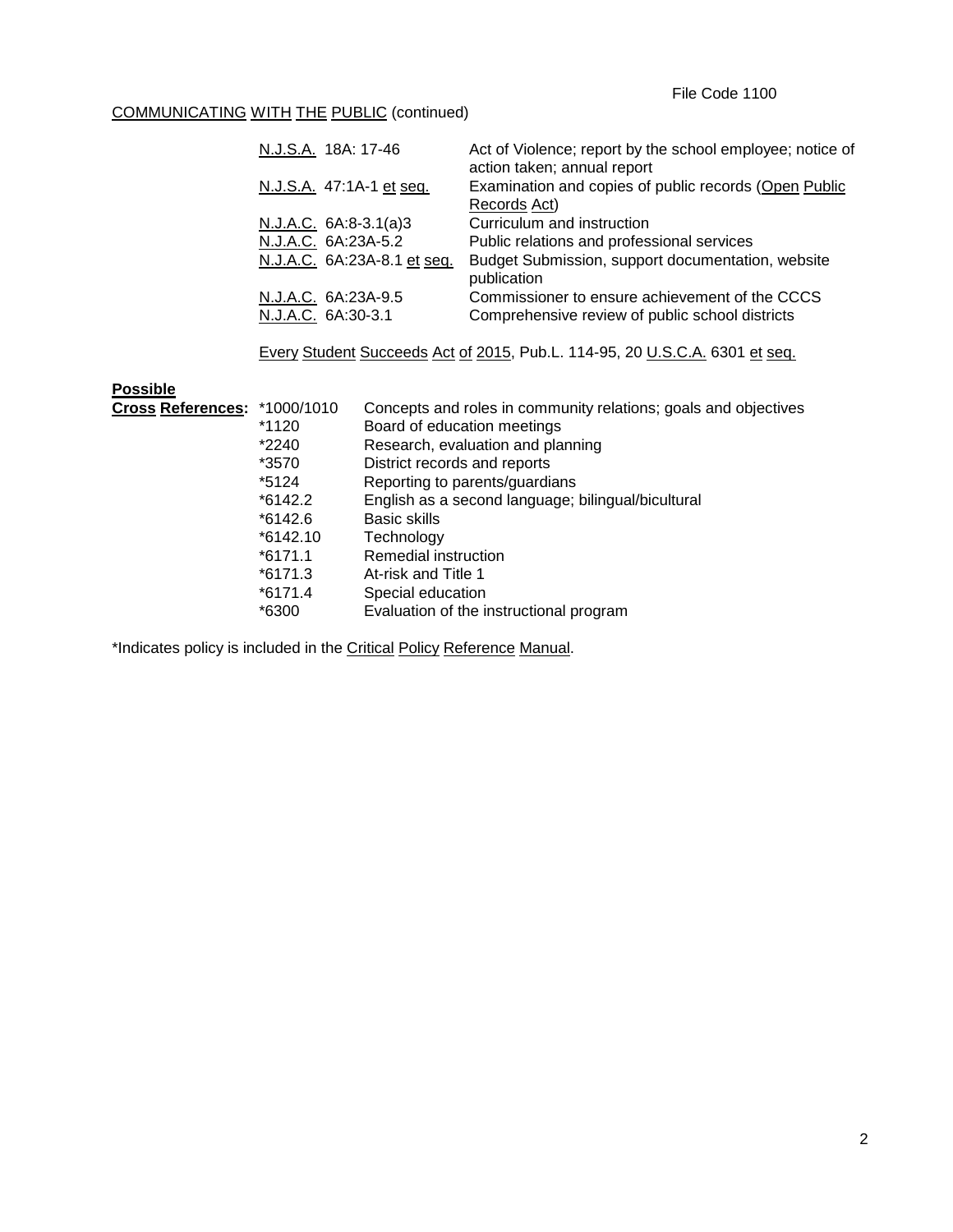File Code 1100

COMMUNICATING WITH THE PUBLIC (continued)

| | |
|---|---|
| N.J.S.A. 18A: 17-46 | Act of Violence; report by the school employee; notice of action taken; annual report |
| N.J.S.A. 47:1A-1 et seq. | Examination and copies of public records (Open Public Records Act) |
| N.J.A.C. 6A:8-3.1(a)3 | Curriculum and instruction |
| N.J.A.C. 6A:23A-5.2 | Public relations and professional services |
| N.J.A.C. 6A:23A-8.1 et seq. | Budget Submission, support documentation, website publication |
| N.J.A.C. 6A:23A-9.5 | Commissioner to ensure achievement of the CCCS |
| N.J.A.C. 6A:30-3.1 | Comprehensive review of public school districts |

Every Student Succeeds Act of 2015, Pub.L. 114-95, 20 U.S.C.A. 6301 et seq.

**Possible Cross References:**

| | |
|---|---|
| *1000/1010 | Concepts and roles in community relations; goals and objectives |
| *1120 | Board of education meetings |
| *2240 | Research, evaluation and planning |
| *3570 | District records and reports |
| *5124 | Reporting to parents/guardians |
| *6142.2 | English as a second language; bilingual/bicultural |
| *6142.6 | Basic skills |
| *6142.10 | Technology |
| *6171.1 | Remedial instruction |
| *6171.3 | At-risk and Title 1 |
| *6171.4 | Special education |
| *6300 | Evaluation of the instructional program |

*Indicates policy is included in the Critical Policy Reference Manual.